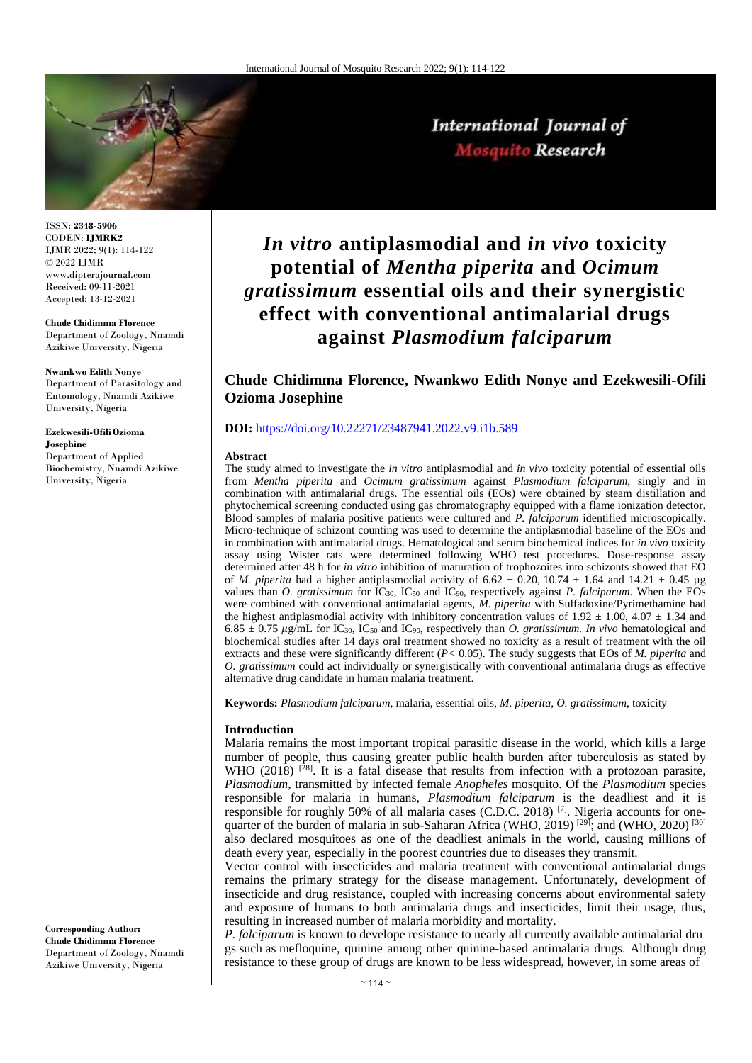ISSN: **2348-5906**
CODEN: **IJMRK2**
IJMR 2022; 9(1): 114-122
© 2022 IJMR
www.dipterajournal.com
Received: 09-11-2021
Accepted: 13-12-2021

**Chude Chidimma Florence**
Department of Zoology, Nnamdi Azikiwe University, Nigeria

**Nwankwo Edith Nonye**
Department of Parasitology and Entomology, Nnamdi Azikiwe University, Nigeria

**Ezekwesili-Ofili Ozioma Josephine**
Department of Applied Biochemistry, Nnamdi Azikiwe University, Nigeria

**Corresponding Author:**
**Chude Chidimma Florence**
Department of Zoology, Nnamdi Azikiwe University, Nigeria

# *In vitro* antiplasmodial and *in vivo* toxicity potential of *Mentha piperita* and *Ocimum gratissimum* essential oils and their synergistic effect with conventional antimalarial drugs against *Plasmodium falciparum*

## Chude Chidimma Florence, Nwankwo Edith Nonye and Ezekwesili-Ofili Ozioma Josephine

**DOI:** https://doi.org/10.22271/23487941.2022.v9.i1b.589

### Abstract

The study aimed to investigate the *in vitro* antiplasmodial and *in vivo* toxicity potential of essential oils from *Mentha piperita* and *Ocimum gratissimum* against *Plasmodium falciparum*, singly and in combination with antimalarial drugs. The essential oils (EOs) were obtained by steam distillation and phytochemical screening conducted using gas chromatography equipped with a flame ionization detector. Blood samples of malaria positive patients were cultured and *P. falciparum* identified microscopically. Micro-technique of schizont counting was used to determine the antiplasmodial baseline of the EOs and in combination with antimalarial drugs. Hematological and serum biochemical indices for *in vivo* toxicity assay using Wister rats were determined following WHO test procedures. Dose-response assay determined after 48 h for *in vitro* inhibition of maturation of trophozoites into schizonts showed that EO of *M. piperita* had a higher antiplasmodial activity of $6.62 \pm 0.20$, $10.74 \pm 1.64$ and $14.21 \pm 0.45$ µg values than *O. gratissimum* for $IC_{30}$, $IC_{50}$ and $IC_{90}$, respectively against *P. falciparum*. When the EOs were combined with conventional antimalarial agents, *M. piperita* with Sulfadoxine/Pyrimethamine had the highest antiplasmodial activity with inhibitory concentration values of $1.92 \pm 1.00$, $4.07 \pm 1.34$ and $6.85 \pm 0.75$ µg/mL for $IC_{30}$, $IC_{50}$ and $IC_{90}$, respectively than *O. gratissimum. In vivo* hematological and biochemical studies after 14 days oral treatment showed no toxicity as a result of treatment with the oil extracts and these were significantly different ($P < 0.05$). The study suggests that EOs of *M. piperita* and *O. gratissimum* could act individually or synergistically with conventional antimalaria drugs as effective alternative drug candidate in human malaria treatment.

**Keywords:** *Plasmodium falciparum*, malaria, essential oils, *M. piperita, O. gratissimum*, toxicity

### Introduction

Malaria remains the most important tropical parasitic disease in the world, which kills a large number of people, thus causing greater public health burden after tuberculosis as stated by WHO (2018) [28]. It is a fatal disease that results from infection with a protozoan parasite, *Plasmodium*, transmitted by infected female *Anopheles* mosquito. Of the *Plasmodium* species responsible for malaria in humans, *Plasmodium falciparum* is the deadliest and it is responsible for roughly 50% of all malaria cases (C.D.C. 2018) [7]. Nigeria accounts for one-quarter of the burden of malaria in sub-Saharan Africa (WHO, 2019) [29]; and (WHO, 2020) [30] also declared mosquitoes as one of the deadliest animals in the world, causing millions of death every year, especially in the poorest countries due to diseases they transmit.

Vector control with insecticides and malaria treatment with conventional antimalarial drugs remains the primary strategy for the disease management. Unfortunately, development of insecticide and drug resistance, coupled with increasing concerns about environmental safety and exposure of humans to both antimalaria drugs and insecticides, limit their usage, thus, resulting in increased number of malaria morbidity and mortality.

*P. falciparum* is known to develope resistance to nearly all currently available antimalarial dru gs such as mefloquine, quinine among other quinine-based antimalaria drugs. Although drug resistance to these group of drugs are known to be less widespread, however, in some areas of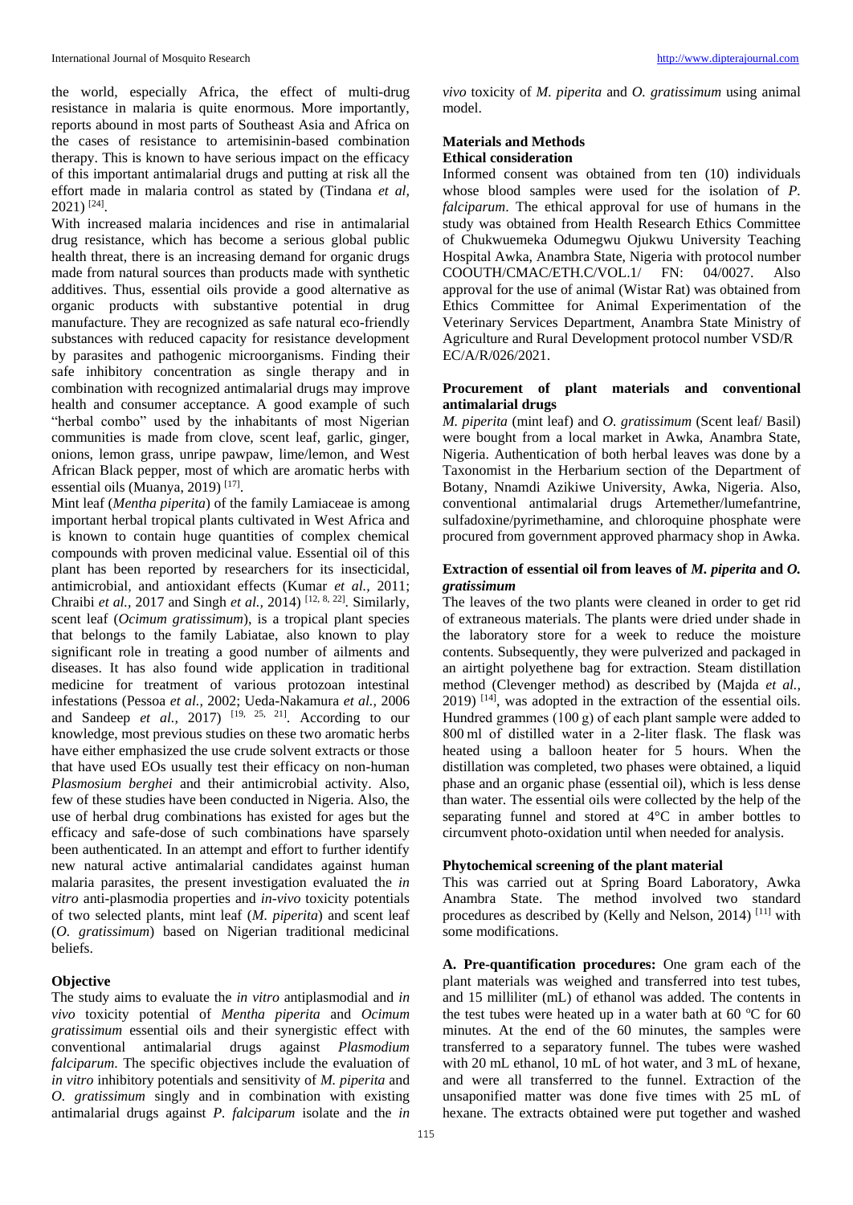the world, especially Africa, the effect of multi-drug resistance in malaria is quite enormous. More importantly, reports abound in most parts of Southeast Asia and Africa on the cases of resistance to artemisinin-based combination therapy. This is known to have serious impact on the efficacy of this important antimalarial drugs and putting at risk all the effort made in malaria control as stated by (Tindana *et al,* 2021) [24].

With increased malaria incidences and rise in antimalarial drug resistance, which has become a serious global public health threat, there is an increasing demand for organic drugs made from natural sources than products made with synthetic additives. Thus, essential oils provide a good alternative as organic products with substantive potential in drug manufacture. They are recognized as safe natural eco-friendly substances with reduced capacity for resistance development by parasites and pathogenic microorganisms. Finding their safe inhibitory concentration as single therapy and in combination with recognized antimalarial drugs may improve health and consumer acceptance. A good example of such "herbal combo" used by the inhabitants of most Nigerian communities is made from clove, scent leaf, garlic, ginger, onions, lemon grass, unripe pawpaw, lime/lemon, and West African Black pepper, most of which are aromatic herbs with essential oils (Muanya, 2019) [17].

Mint leaf (*Mentha piperita*) of the family Lamiaceae is among important herbal tropical plants cultivated in West Africa and is known to contain huge quantities of complex chemical compounds with proven medicinal value. Essential oil of this plant has been reported by researchers for its insecticidal, antimicrobial, and antioxidant effects (Kumar *et al.,* 2011; Chraibi *et al.,* 2017 and Singh *et al.,* 2014) [12, 8, 22]. Similarly, scent leaf (*Ocimum gratissimum*), is a tropical plant species that belongs to the family Labiatae, also known to play significant role in treating a good number of ailments and diseases. It has also found wide application in traditional medicine for treatment of various protozoan intestinal infestations (Pessoa *et al.,* 2002; Ueda-Nakamura *et al.,* 2006 and Sandeep *et al.,* 2017) [19, 25, 21]. According to our knowledge, most previous studies on these two aromatic herbs have either emphasized the use crude solvent extracts or those that have used EOs usually test their efficacy on non-human *Plasmosium berghei* and their antimicrobial activity. Also, few of these studies have been conducted in Nigeria. Also, the use of herbal drug combinations has existed for ages but the efficacy and safe-dose of such combinations have sparsely been authenticated. In an attempt and effort to further identify new natural active antimalarial candidates against human malaria parasites, the present investigation evaluated the *in vitro* anti-plasmodia properties and *in-vivo* toxicity potentials of two selected plants, mint leaf (*M. piperita*) and scent leaf (*O. gratissimum*) based on Nigerian traditional medicinal beliefs.

## Objective

The study aims to evaluate the *in vitro* antiplasmodial and *in vivo* toxicity potential of *Mentha piperita* and *Ocimum gratissimum* essential oils and their synergistic effect with conventional antimalarial drugs against *Plasmodium falciparum.* The specific objectives include the evaluation of *in vitro* inhibitory potentials and sensitivity of *M. piperita* and *O. gratissimum* singly and in combination with existing antimalarial drugs against *P. falciparum* isolate and the *in vivo* toxicity of *M. piperita* and *O. gratissimum* using animal model.

## Materials and Methods

### Ethical consideration

Informed consent was obtained from ten (10) individuals whose blood samples were used for the isolation of *P. falciparum*. The ethical approval for use of humans in the study was obtained from Health Research Ethics Committee of Chukwuemeka Odumegwu Ojukwu University Teaching Hospital Awka, Anambra State, Nigeria with protocol number COOUTH/CMAC/ETH.C/VOL.1/ FN: 04/0027. Also approval for the use of animal (Wistar Rat) was obtained from Ethics Committee for Animal Experimentation of the Veterinary Services Department, Anambra State Ministry of Agriculture and Rural Development protocol number VSD/R EC/A/R/026/2021.

### Procurement of plant materials and conventional antimalarial drugs

*M. piperita* (mint leaf) and *O. gratissimum* (Scent leaf/ Basil) were bought from a local market in Awka, Anambra State, Nigeria. Authentication of both herbal leaves was done by a Taxonomist in the Herbarium section of the Department of Botany, Nnamdi Azikiwe University, Awka, Nigeria. Also, conventional antimalarial drugs Artemether/lumefantrine, sulfadoxine/pyrimethamine, and chloroquine phosphate were procured from government approved pharmacy shop in Awka.

### Extraction of essential oil from leaves of *M. piperita* and *O. gratissimum*

The leaves of the two plants were cleaned in order to get rid of extraneous materials. The plants were dried under shade in the laboratory store for a week to reduce the moisture contents. Subsequently, they were pulverized and packaged in an airtight polyethene bag for extraction. Steam distillation method (Clevenger method) as described by (Majda *et al.,* 2019) [14], was adopted in the extraction of the essential oils. Hundred grammes (100 g) of each plant sample were added to 800 ml of distilled water in a 2-liter flask. The flask was heated using a balloon heater for 5 hours. When the distillation was completed, two phases were obtained, a liquid phase and an organic phase (essential oil), which is less dense than water. The essential oils were collected by the help of the separating funnel and stored at 4°C in amber bottles to circumvent photo-oxidation until when needed for analysis.

### Phytochemical screening of the plant material

This was carried out at Spring Board Laboratory, Awka Anambra State. The method involved two standard procedures as described by (Kelly and Nelson, 2014) [11] with some modifications.

**A. Pre-quantification procedures:** One gram each of the plant materials was weighed and transferred into test tubes, and 15 milliliter (mL) of ethanol was added. The contents in the test tubes were heated up in a water bath at 60 °C for 60 minutes. At the end of the 60 minutes, the samples were transferred to a separatory funnel. The tubes were washed with 20 mL ethanol, 10 mL of hot water, and 3 mL of hexane, and were all transferred to the funnel. Extraction of the unsaponified matter was done five times with 25 mL of hexane. The extracts obtained were put together and washed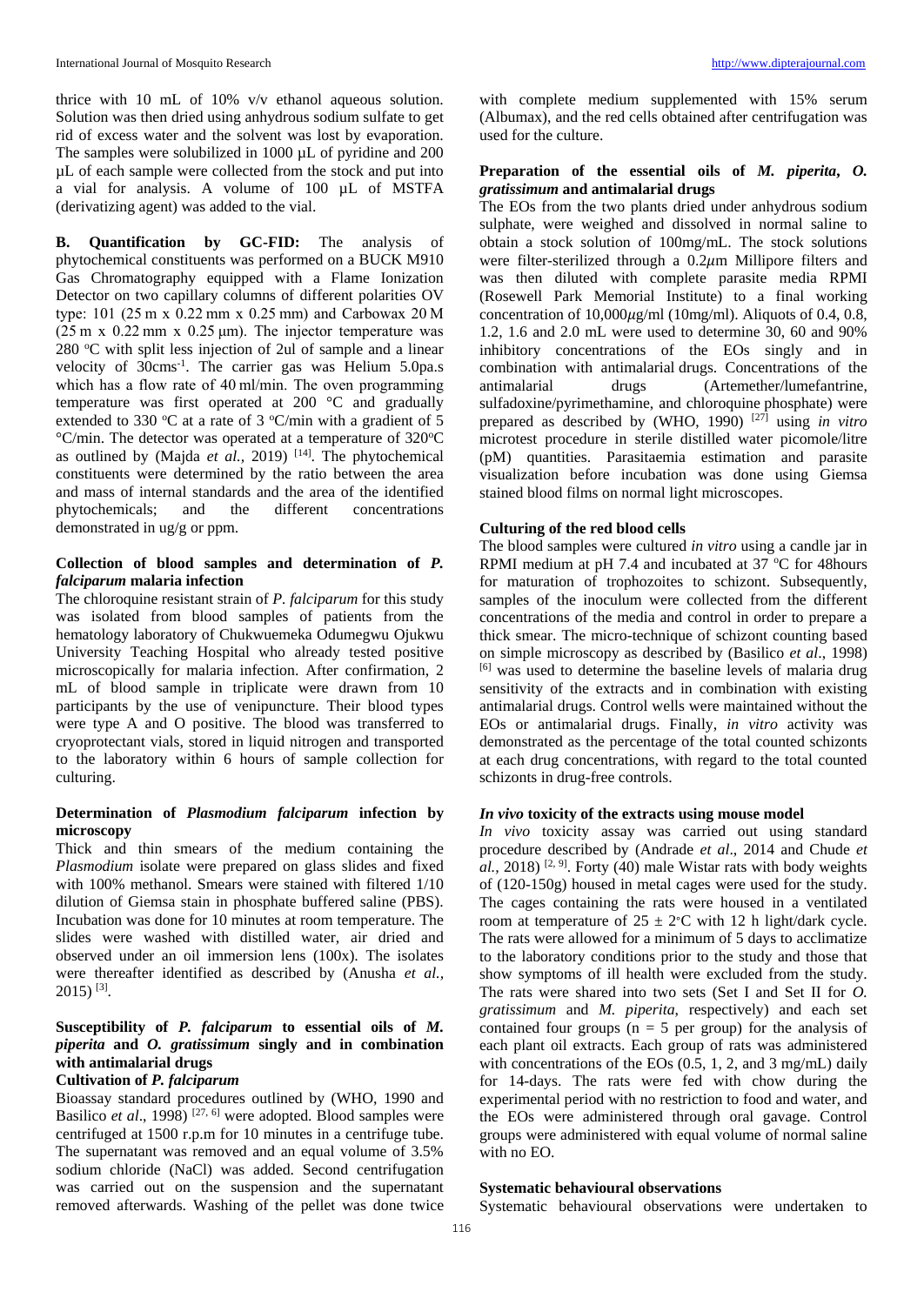thrice with 10 mL of 10% v/v ethanol aqueous solution. Solution was then dried using anhydrous sodium sulfate to get rid of excess water and the solvent was lost by evaporation. The samples were solubilized in 1000 µL of pyridine and 200 µL of each sample were collected from the stock and put into a vial for analysis. A volume of 100 µL of MSTFA (derivatizing agent) was added to the vial.

**B. Quantification by GC-FID:** The analysis of phytochemical constituents was performed on a BUCK M910 Gas Chromatography equipped with a Flame Ionization Detector on two capillary columns of different polarities OV type: 101 (25 m x 0.22 mm x 0.25 mm) and Carbowax 20 M (25 m x 0.22 mm x 0.25 µm). The injector temperature was 280 °C with split less injection of 2ul of sample and a linear velocity of $30cms^{-1}$. The carrier gas was Helium 5.0pa.s which has a flow rate of 40 ml/min. The oven programming temperature was first operated at 200 °C and gradually extended to 330 °C at a rate of 3 °C/min with a gradient of 5 °C/min. The detector was operated at a temperature of 320°C as outlined by (Majda *et al.,* 2019) [14]. The phytochemical constituents were determined by the ratio between the area and mass of internal standards and the area of the identified phytochemicals; and the different concentrations demonstrated in ug/g or ppm.

### Collection of blood samples and determination of *P. falciparum* malaria infection

The chloroquine resistant strain of *P. falciparum* for this study was isolated from blood samples of patients from the hematology laboratory of Chukwuemeka Odumegwu Ojukwu University Teaching Hospital who already tested positive microscopically for malaria infection. After confirmation, 2 mL of blood sample in triplicate were drawn from 10 participants by the use of venipuncture. Their blood types were type A and O positive. The blood was transferred to cryoprotectant vials, stored in liquid nitrogen and transported to the laboratory within 6 hours of sample collection for culturing.

### Determination of *Plasmodium falciparum* infection by microscopy

Thick and thin smears of the medium containing the *Plasmodium* isolate were prepared on glass slides and fixed with 100% methanol. Smears were stained with filtered 1/10 dilution of Giemsa stain in phosphate buffered saline (PBS). Incubation was done for 10 minutes at room temperature. The slides were washed with distilled water, air dried and observed under an oil immersion lens (100x). The isolates were thereafter identified as described by (Anusha *et al.,* 2015) [3].

### Susceptibility of *P. falciparum* to essential oils of *M. piperita* and *O. gratissimum* singly and in combination with antimalarial drugs

#### Cultivation of *P. falciparum*

Bioassay standard procedures outlined by (WHO, 1990 and Basilico *et al*., 1998) [27, 6] were adopted. Blood samples were centrifuged at 1500 r.p.m for 10 minutes in a centrifuge tube. The supernatant was removed and an equal volume of 3.5% sodium chloride (NaCl) was added. Second centrifugation was carried out on the suspension and the supernatant removed afterwards. Washing of the pellet was done twice with complete medium supplemented with 15% serum (Albumax), and the red cells obtained after centrifugation was used for the culture.

### Preparation of the essential oils of *M. piperita*, *O. gratissimum* and antimalarial drugs

The EOs from the two plants dried under anhydrous sodium sulphate, were weighed and dissolved in normal saline to obtain a stock solution of 100mg/mL. The stock solutions were filter-sterilized through a 0.2$\mu$m Millipore filters and was then diluted with complete parasite media RPMI (Rosewell Park Memorial Institute) to a final working concentration of 10,000$\mu$g/ml (10mg/ml). Aliquots of 0.4, 0.8, 1.2, 1.6 and 2.0 mL were used to determine 30, 60 and 90% inhibitory concentrations of the EOs singly and in combination with antimalarial drugs. Concentrations of the antimalarial drugs (Artemether/lumefantrine, sulfadoxine/pyrimethamine, and chloroquine phosphate) were prepared as described by (WHO, 1990) [27] using *in vitro* microtest procedure in sterile distilled water picomole/litre (pM) quantities. Parasitaemia estimation and parasite visualization before incubation was done using Giemsa stained blood films on normal light microscopes.

### Culturing of the red blood cells

The blood samples were cultured *in vitro* using a candle jar in RPMI medium at pH 7.4 and incubated at 37 °C for 48hours for maturation of trophozoites to schizont. Subsequently, samples of the inoculum were collected from the different concentrations of the media and control in order to prepare a thick smear. The micro-technique of schizont counting based on simple microscopy as described by (Basilico *et al*., 1998) [6] was used to determine the baseline levels of malaria drug sensitivity of the extracts and in combination with existing antimalarial drugs. Control wells were maintained without the EOs or antimalarial drugs. Finally, *in vitro* activity was demonstrated as the percentage of the total counted schizonts at each drug concentrations, with regard to the total counted schizonts in drug-free controls.

### *In vivo* toxicity of the extracts using mouse model

*In vivo* toxicity assay was carried out using standard procedure described by (Andrade *et al*., 2014 and Chude *et al.,* 2018) [2, 9]. Forty (40) male Wistar rats with body weights of (120-150g) housed in metal cages were used for the study. The cages containing the rats were housed in a ventilated room at temperature of 25 ± 2◦C with 12 h light/dark cycle. The rats were allowed for a minimum of 5 days to acclimatize to the laboratory conditions prior to the study and those that show symptoms of ill health were excluded from the study. The rats were shared into two sets (Set I and Set II for *O. gratissimum* and *M. piperita*, respectively) and each set contained four groups (n = 5 per group) for the analysis of each plant oil extracts. Each group of rats was administered with concentrations of the EOs (0.5, 1, 2, and 3 mg/mL) daily for 14-days. The rats were fed with chow during the experimental period with no restriction to food and water, and the EOs were administered through oral gavage. Control groups were administered with equal volume of normal saline with no EO.

### Systematic behavioural observations

Systematic behavioural observations were undertaken to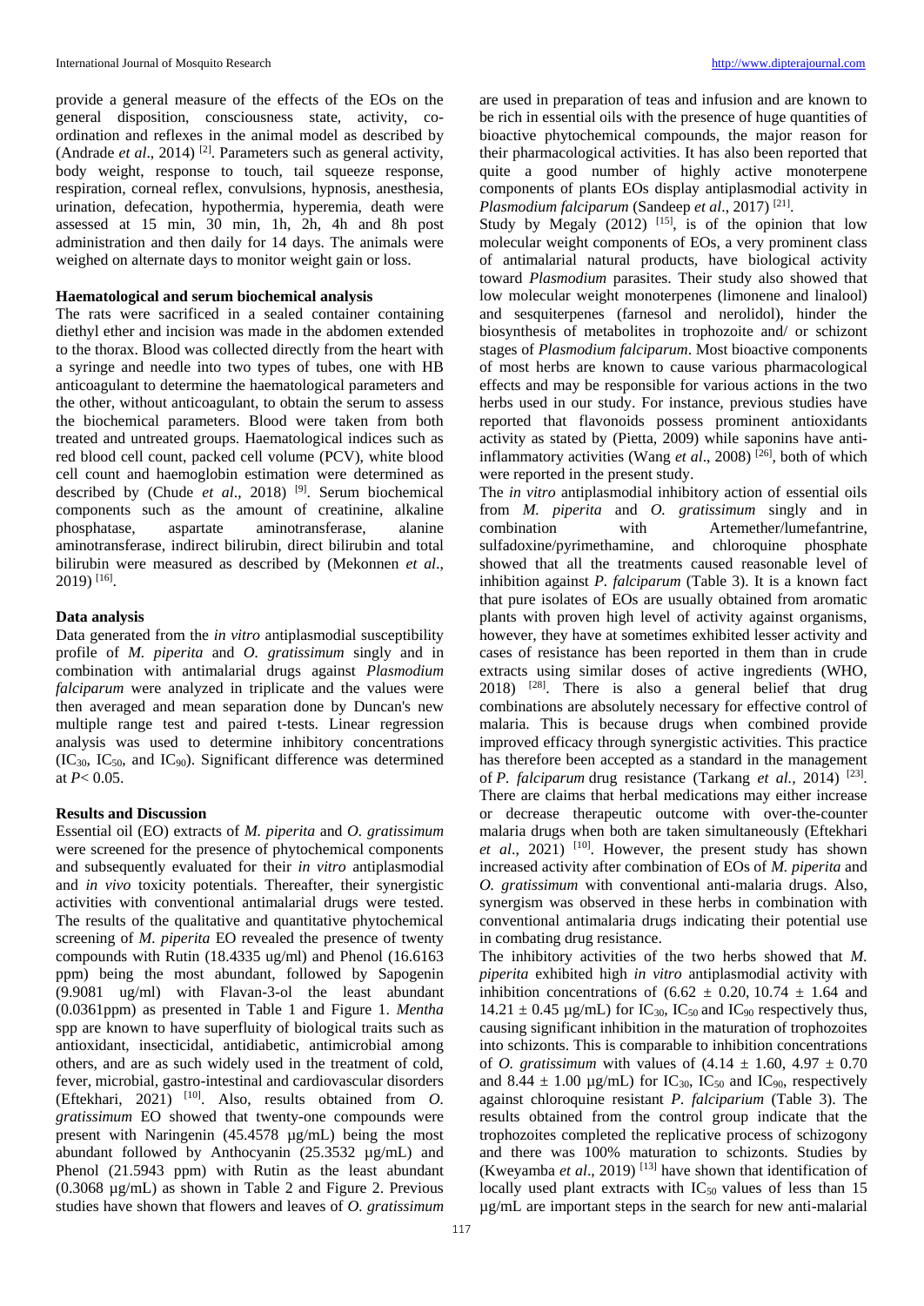provide a general measure of the effects of the EOs on the general disposition, consciousness state, activity, co-ordination and reflexes in the animal model as described by (Andrade *et al*., 2014) [2]. Parameters such as general activity, body weight, response to touch, tail squeeze response, respiration, corneal reflex, convulsions, hypnosis, anesthesia, urination, defecation, hypothermia, hyperemia, death were assessed at 15 min, 30 min, 1h, 2h, 4h and 8h post administration and then daily for 14 days. The animals were weighed on alternate days to monitor weight gain or loss.

### Haematological and serum biochemical analysis

The rats were sacrificed in a sealed container containing diethyl ether and incision was made in the abdomen extended to the thorax. Blood was collected directly from the heart with a syringe and needle into two types of tubes, one with HB anticoagulant to determine the haematological parameters and the other, without anticoagulant, to obtain the serum to assess the biochemical parameters. Blood were taken from both treated and untreated groups. Haematological indices such as red blood cell count, packed cell volume (PCV), white blood cell count and haemoglobin estimation were determined as described by (Chude *et al*., 2018) [9]. Serum biochemical components such as the amount of creatinine, alkaline phosphatase, aspartate aminotransferase, alanine aminotransferase, indirect bilirubin, direct bilirubin and total bilirubin were measured as described by (Mekonnen *et al*., 2019) [16].

### Data analysis

Data generated from the *in vitro* antiplasmodial susceptibility profile of *M. piperita* and *O. gratissimum* singly and in combination with antimalarial drugs against *Plasmodium falciparum* were analyzed in triplicate and the values were then averaged and mean separation done by Duncan's new multiple range test and paired t-tests. Linear regression analysis was used to determine inhibitory concentrations ($IC_{30}$, $IC_{50}$, and $IC_{90}$). Significant difference was determined at $P < 0.05$.

## Results and Discussion

Essential oil (EO) extracts of *M. piperita* and *O. gratissimum* were screened for the presence of phytochemical components and subsequently evaluated for their *in vitro* antiplasmodial and *in vivo* toxicity potentials. Thereafter, their synergistic activities with conventional antimalarial drugs were tested. The results of the qualitative and quantitative phytochemical screening of *M. piperita* EO revealed the presence of twenty compounds with Rutin (18.4335 ug/ml) and Phenol (16.6163 ppm) being the most abundant, followed by Sapogenin (9.9081 ug/ml) with Flavan-3-ol the least abundant (0.0361ppm) as presented in Table 1 and Figure 1. *Mentha* spp are known to have superfluity of biological traits such as antioxidant, insecticidal, antidiabetic, antimicrobial among others, and are as such widely used in the treatment of cold, fever, microbial, gastro-intestinal and cardiovascular disorders (Eftekhari, 2021) [10]. Also, results obtained from *O. gratissimum* EO showed that twenty-one compounds were present with Naringenin (45.4578 µg/mL) being the most abundant followed by Anthocyanin (25.3532 µg/mL) and Phenol (21.5943 ppm) with Rutin as the least abundant (0.3068 µg/mL) as shown in Table 2 and Figure 2. Previous studies have shown that flowers and leaves of *O. gratissimum* are used in preparation of teas and infusion and are known to be rich in essential oils with the presence of huge quantities of bioactive phytochemical compounds, the major reason for their pharmacological activities. It has also been reported that quite a good number of highly active monoterpene components of plants EOs display antiplasmodial activity in *Plasmodium falciparum* (Sandeep *et al*., 2017) [21].

Study by Megaly (2012) [15], is of the opinion that low molecular weight components of EOs, a very prominent class of antimalarial natural products, have biological activity toward *Plasmodium* parasites. Their study also showed that low molecular weight monoterpenes (limonene and linalool) and sesquiterpenes (farnesol and nerolidol), hinder the biosynthesis of metabolites in trophozoite and/ or schizont stages of *Plasmodium falciparum*. Most bioactive components of most herbs are known to cause various pharmacological effects and may be responsible for various actions in the two herbs used in our study. For instance, previous studies have reported that flavonoids possess prominent antioxidants activity as stated by (Pietta, 2009) while saponins have anti-inflammatory activities (Wang *et al*., 2008) [26], both of which were reported in the present study.

The *in vitro* antiplasmodial inhibitory action of essential oils from *M. piperita* and *O. gratissimum* singly and in combination with Artemether/lumefantrine, sulfadoxine/pyrimethamine, and chloroquine phosphate showed that all the treatments caused reasonable level of inhibition against *P. falciparum* (Table 3). It is a known fact that pure isolates of EOs are usually obtained from aromatic plants with proven high level of activity against organisms, however, they have at sometimes exhibited lesser activity and cases of resistance has been reported in them than in crude extracts using similar doses of active ingredients (WHO, 2018) [28]. There is also a general belief that drug combinations are absolutely necessary for effective control of malaria. This is because drugs when combined provide improved efficacy through synergistic activities. This practice has therefore been accepted as a standard in the management of *P. falciparum* drug resistance (Tarkang *et al.*, 2014) [23]. There are claims that herbal medications may either increase or decrease therapeutic outcome with over-the-counter malaria drugs when both are taken simultaneously (Eftekhari *et al*., 2021) [10]. However, the present study has shown increased activity after combination of EOs of *M. piperita* and *O. gratissimum* with conventional anti-malaria drugs. Also, synergism was observed in these herbs in combination with conventional antimalaria drugs indicating their potential use in combating drug resistance.

The inhibitory activities of the two herbs showed that *M. piperita* exhibited high *in vitro* antiplasmodial activity with inhibition concentrations of ($6.62 \pm 0.20$, $10.74 \pm 1.64$ and $14.21 \pm 0.45$ µg/mL) for $IC_{30}$, $IC_{50}$ and $IC_{90}$ respectively thus, causing significant inhibition in the maturation of trophozoites into schizonts. This is comparable to inhibition concentrations of *O. gratissimum* with values of ($4.14 \pm 1.60$, $4.97 \pm 0.70$ and $8.44 \pm 1.00$ µg/mL) for $IC_{30}$, $IC_{50}$ and $IC_{90}$, respectively against chloroquine resistant *P. falciparium* (Table 3). The results obtained from the control group indicate that the trophozoites completed the replicative process of schizogony and there was 100% maturation to schizonts. Studies by (Kweyamba *et al*., 2019) [13] have shown that identification of locally used plant extracts with $IC_{50}$ values of less than 15 µg/mL are important steps in the search for new anti-malarial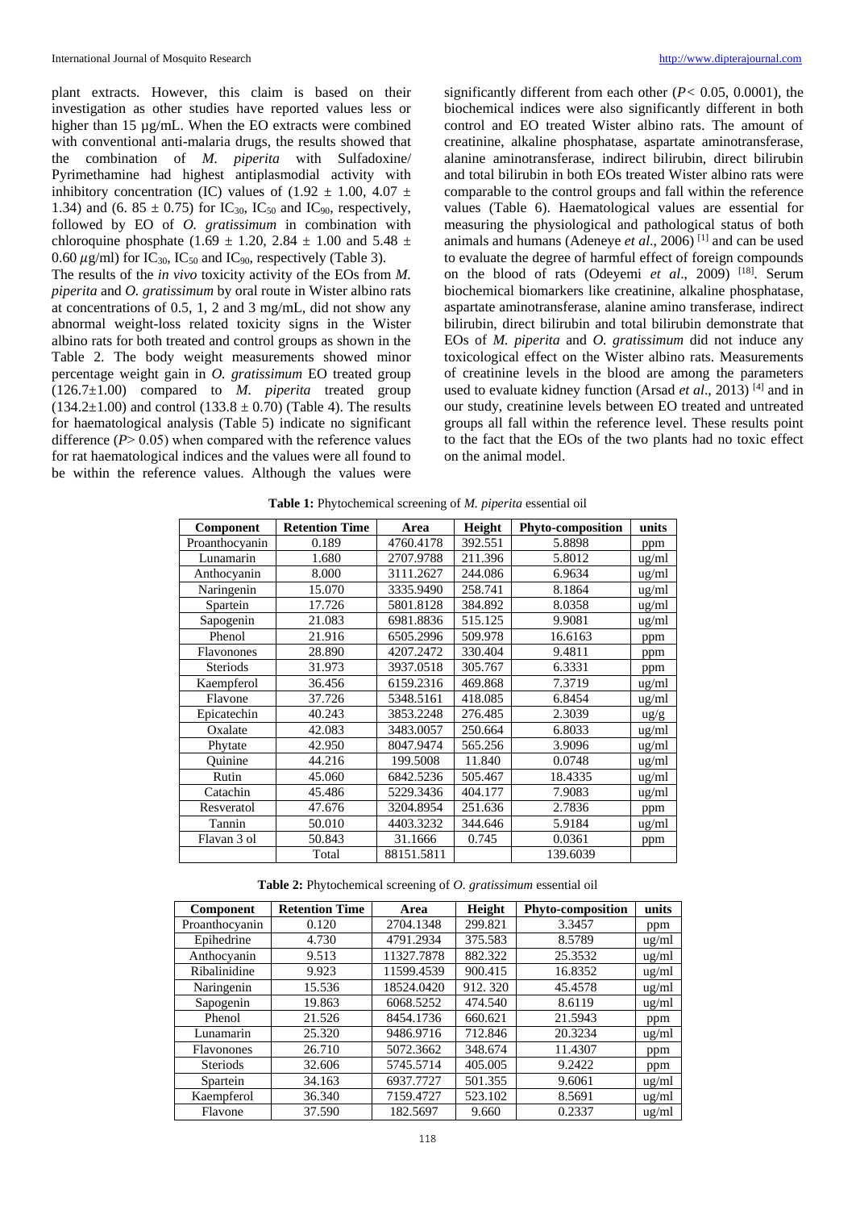plant extracts. However, this claim is based on their investigation as other studies have reported values less or higher than 15 µg/mL. When the EO extracts were combined with conventional anti-malaria drugs, the results showed that the combination of *M. piperita* with Sulfadoxine/Pyrimethamine had highest antiplasmodial activity with inhibitory concentration (IC) values of (1.92 ± 1.00, 4.07 ± 1.34) and (6. 85 ± 0.75) for $IC_{30}$, $IC_{50}$ and $IC_{90}$, respectively, followed by EO of *O. gratissimum* in combination with chloroquine phosphate (1.69 ± 1.20, 2.84 ± 1.00 and 5.48 ± 0.60 µg/ml) for $IC_{30}$, $IC_{50}$ and $IC_{90}$, respectively (Table 3).

The results of the *in vivo* toxicity activity of the EOs from *M. piperita* and *O. gratissimum* by oral route in Wister albino rats at concentrations of 0.5, 1, 2 and 3 mg/mL, did not show any abnormal weight-loss related toxicity signs in the Wister albino rats for both treated and control groups as shown in the Table 2. The body weight measurements showed minor percentage weight gain in *O. gratissimum* EO treated group (126.7±1.00) compared to *M. piperita* treated group (134.2±1.00) and control (133.8 ± 0.70) (Table 4). The results for haematological analysis (Table 5) indicate no significant difference ($P > 0.05$) when compared with the reference values for rat haematological indices and the values were all found to be within the reference values. Although the values were significantly different from each other ($P < 0.05$, 0.0001), the biochemical indices were also significantly different in both control and EO treated Wister albino rats. The amount of creatinine, alkaline phosphatase, aspartate aminotransferase, alanine aminotransferase, indirect bilirubin, direct bilirubin and total bilirubin in both EOs treated Wister albino rats were comparable to the control groups and fall within the reference values (Table 6). Haematological values are essential for measuring the physiological and pathological status of both animals and humans (Adeneye *et al*., 2006) [1] and can be used to evaluate the degree of harmful effect of foreign compounds on the blood of rats (Odeyemi *et al*., 2009) [18]. Serum biochemical biomarkers like creatinine, alkaline phosphatase, aspartate aminotransferase, alanine amino transferase, indirect bilirubin, direct bilirubin and total bilirubin demonstrate that EOs of *M. piperita* and *O. gratissimum* did not induce any toxicological effect on the Wister albino rats. Measurements of creatinine levels in the blood are among the parameters used to evaluate kidney function (Arsad *et al*., 2013) [4] and in our study, creatinine levels between EO treated and untreated groups all fall within the reference level. These results point to the fact that the EOs of the two plants had no toxic effect on the animal model.

**Table 1:** Phytochemical screening of *M. piperita* essential oil

| Component | Retention Time | Area | Height | Phyto-composition | units |
|---|---|---|---|---|---|
| Proanthocyanin | 0.189 | 4760.4178 | 392.551 | 5.8898 | ppm |
| Lunamarin | 1.680 | 2707.9788 | 211.396 | 5.8012 | ug/ml |
| Anthocyanin | 8.000 | 3111.2627 | 244.086 | 6.9634 | ug/ml |
| Naringenin | 15.070 | 3335.9490 | 258.741 | 8.1864 | ug/ml |
| Spartein | 17.726 | 5801.8128 | 384.892 | 8.0358 | ug/ml |
| Sapogenin | 21.083 | 6981.8836 | 515.125 | 9.9081 | ug/ml |
| Phenol | 21.916 | 6505.2996 | 509.978 | 16.6163 | ppm |
| Flavonones | 28.890 | 4207.2472 | 330.404 | 9.4811 | ppm |
| Steriods | 31.973 | 3937.0518 | 305.767 | 6.3331 | ppm |
| Kaempferol | 36.456 | 6159.2316 | 469.868 | 7.3719 | ug/ml |
| Flavone | 37.726 | 5348.5161 | 418.085 | 6.8454 | ug/ml |
| Epicatechin | 40.243 | 3853.2248 | 276.485 | 2.3039 | ug/g |
| Oxalate | 42.083 | 3483.0057 | 250.664 | 6.8033 | ug/ml |
| Phytate | 42.950 | 8047.9474 | 565.256 | 3.9096 | ug/ml |
| Quinine | 44.216 | 199.5008 | 11.840 | 0.0748 | ug/ml |
| Rutin | 45.060 | 6842.5236 | 505.467 | 18.4335 | ug/ml |
| Catachin | 45.486 | 5229.3436 | 404.177 | 7.9083 | ug/ml |
| Resveratol | 47.676 | 3204.8954 | 251.636 | 2.7836 | ppm |
| Tannin | 50.010 | 4403.3232 | 344.646 | 5.9184 | ug/ml |
| Flavan 3 ol | 50.843 | 31.1666 | 0.745 | 0.0361 | ppm |
| | Total | 88151.5811 | | 139.6039 | |

**Table 2:** Phytochemical screening of *O. gratissimum* essential oil

| Component | Retention Time | Area | Height | Phyto-composition | units |
|---|---|---|---|---|---|
| Proanthocyanin | 0.120 | 2704.1348 | 299.821 | 3.3457 | ppm |
| Epihedrine | 4.730 | 4791.2934 | 375.583 | 8.5789 | ug/ml |
| Anthocyanin | 9.513 | 11327.7878 | 882.322 | 25.3532 | ug/ml |
| Ribalinidine | 9.923 | 11599.4539 | 900.415 | 16.8352 | ug/ml |
| Naringenin | 15.536 | 18524.0420 | 912. 320 | 45.4578 | ug/ml |
| Sapogenin | 19.863 | 6068.5252 | 474.540 | 8.6119 | ug/ml |
| Phenol | 21.526 | 8454.1736 | 660.621 | 21.5943 | ppm |
| Lunamarin | 25.320 | 9486.9716 | 712.846 | 20.3234 | ug/ml |
| Flavonones | 26.710 | 5072.3662 | 348.674 | 11.4307 | ppm |
| Steriods | 32.606 | 5745.5714 | 405.005 | 9.2422 | ppm |
| Spartein | 34.163 | 6937.7727 | 501.355 | 9.6061 | ug/ml |
| Kaempferol | 36.340 | 7159.4727 | 523.102 | 8.5691 | ug/ml |
| Flavone | 37.590 | 182.5697 | 9.660 | 0.2337 | ug/ml |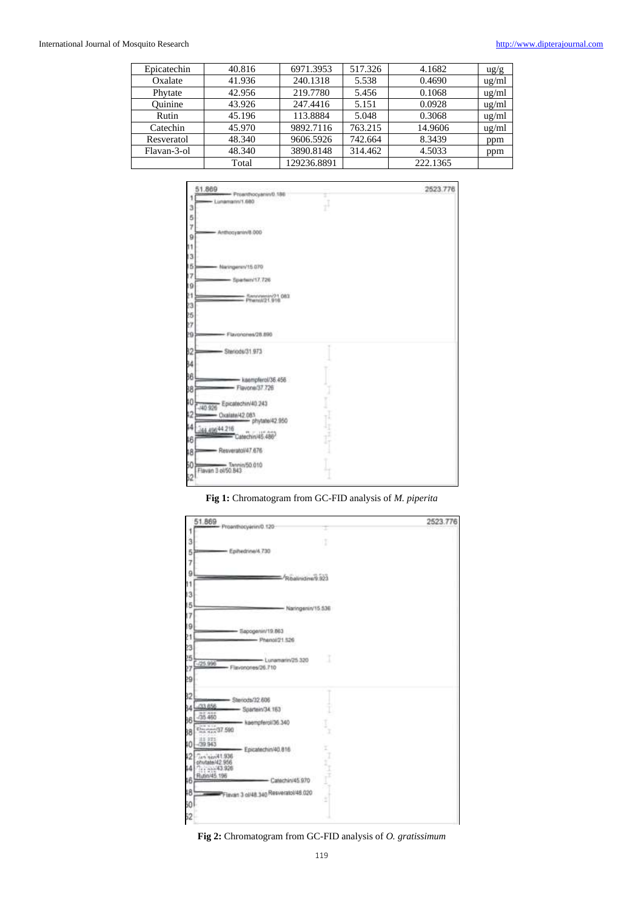| Epicatechin | 40.816 | 6971.3953 | 517.326 | 4.1682 | ug/g |
|---|---|---|---|---|---|
| Oxalate | 41.936 | 240.1318 | 5.538 | 0.4690 | ug/ml |
| Phytate | 42.956 | 219.7780 | 5.456 | 0.1068 | ug/ml |
| Quinine | 43.926 | 247.4416 | 5.151 | 0.0928 | ug/ml |
| Rutin | 45.196 | 113.8884 | 5.048 | 0.3068 | ug/ml |
| Catechin | 45.970 | 9892.7116 | 763.215 | 14.9606 | ug/ml |
| Resveratol | 48.340 | 9606.5926 | 742.664 | 8.3439 | ppm |
| Flavan-3-ol | 48.340 | 3890.8148 | 314.462 | 4.5033 | ppm |
| | Total | 129236.8891 | | 222.1365 | |

**Fig 1:** Chromatogram from GC-FID analysis of *M. piperita*

**Fig 2:** Chromatogram from GC-FID analysis of *O. gratissimum*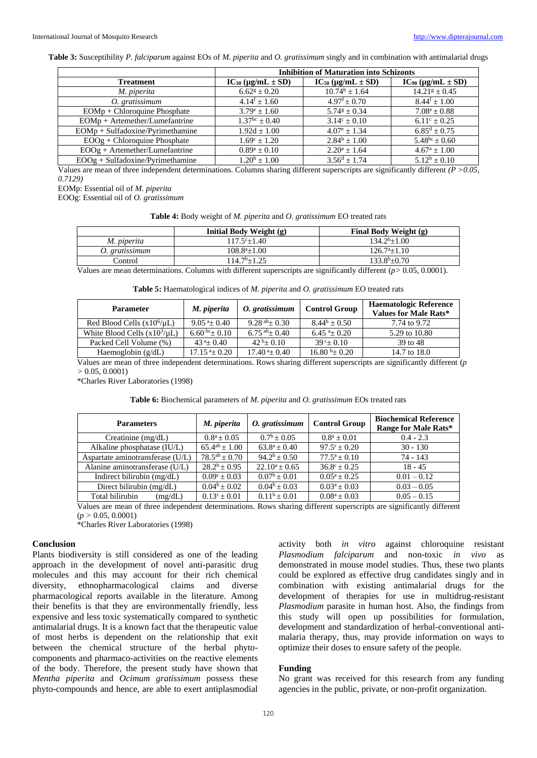**Table 3:** Susceptibility *P. falciparum* against EOs of *M. piperita* and *O. gratissimum* singly and in combination with antimalarial drugs

| | Inhibition of Maturation into Schizonts | | |
|---|---|---|---|
| **Treatment** | **$IC_{30}$ (μg/mL ± SD)** | **$IC_{50}$ (μg/mL ± SD)** | **$IC_{90}$ (μg/mL ± SD)** |
| *M. piperita* | $6.62^{g}$ ± 0.20 | $10.74^{h}$ ± 1.64 | $14.21^{g}$ ± 0.45 |
| *O. gratissimum* | $4.14^{f}$ ± 1.60 | $4.97^{f}$ ± 0.70 | $8.44^{f}$ ± 1.00 |
| EOMp + Chloroquine Phosphate | $3.79^{e}$ ± 1.60 | $5.74^{g}$ ± 0.34 | $7.08^{e}$ ± 0.88 |
| EOMp + Artemether/Lumefantrine | $1.37^{bc}$ ± 0.40 | $3.14^{c}$ ± 0.10 | $6.11^{c}$ ± 0.25 |
| EOMp + Sulfadoxine/Pyrimethamine | 1.92d ± 1.00 | $4.07^{e}$ ± 1.34 | $6.85^{d}$ ± 0.75 |
| EOOg + Chloroquine Phosphate | $1.69^{c}$ ± 1.20 | $2.84^{b}$ ± 1.00 | $5.48^{bc}$ ± 0.60 |
| EOOg + Artemether/Lumefantrine | $0.89^{a}$ ± 0.10 | $2.20^{a}$ ± 1.64 | $4.67^{a}$ ± 1.00 |
| EOOg + Sulfadoxine/Pyrimethamine | $1.20^{b}$ ± 1.00 | $3.56^{d}$ ± 1.74 | $5.12^{b}$ ± 0.10 |

Values are mean of three independent determinations. Columns sharing different superscripts are significantly different *(P >0.05, 0.7129)*

EOMp: Essential oil of *M. piperita*
EOOg: Essential oil of *O. gratissimum*

**Table 4:** Body weight of *M. piperita* and *O. gratissimum* EO treated rats

| | Initial Body Weight (g) | Final Body Weight (g) |
|---|---|---|
| *M. piperita* | $117.5^{c}$±1.40 | $134.2^{b}$±1.00 |
| *O. gratissimum* | $108.8^{a}$±1.00 | $126.7^{a}$±1.10 |
| Control | $114.7^{b}$±1.25 | $133.8^{b}$±0.70 |

Values are mean determinations. Columns with different superscripts are significantly different ($p$> 0.05, 0.0001).

**Table 5:** Haematological indices of *M. piperita* and *O. gratissimum* EO treated rats

| Parameter | *M. piperita* | *O. gratissimum* | Control Group | Haematologic Reference Values for Male Rats* |
|---|---|---|---|---|
| Red Blood Cells ($x10^6$/μL) | $9.05^{a}$± 0.40 | $9.28^{ab}$± 0.30 | $8.44^{b}$ ± 0.50 | 7.74 to 9.72 |
| White Blood Cells ($x10^3$/μL) | $6.60^{bc}$± 0.10 | $6.75^{ab}$± 0.40 | $6.45^{a}$± 0.20 | 5.29 to 10.80 |
| Packed Cell Volume (%) | $43^{a}$± 0.40 | $42^{b}$± 0.10 | $39^{c}$± 0.10 | 39 to 48 |
| Haemoglobin (g/dL) | $17.15^{a}$± 0.20 | $17.40^{a}$± 0.40 | $16.80^{b}$± 0.20 | 14.7 to 18.0 |

Values are mean of three independent determinations. Rows sharing different superscripts are significantly different ($p$ > 0.05, 0.0001)

*Charles River Laboratories (1998)

**Table 6:** Biochemical parameters of *M. piperita* and *O. gratissimum* EOs treated rats

| Parameters | *M. piperita* | *O. gratissimum* | Control Group | Biochemical Reference Range for Male Rats* |
|---|---|---|---|---|
| Creatinine (mg/dL) | $0.8^{a}$ ± 0.05 | $0.7^{b}$ ± 0.05 | $0.8^{a}$ ± 0.01 | 0.4 - 2.3 |
| Alkaline phosphatase (IU/L) | $65.4^{ab}$ ± 1.00 | $63.8^{a}$ ± 0.40 | $97.5^{c}$ ± 0.20 | 30 - 130 |
| Aspartate aminotransferase (U/L) | $78.5^{ab}$ ± 0.70 | $94.2^{b}$ ± 0.50 | $77.5^{a}$ ± 0.10 | 74 - 143 |
| Alanine aminotransferase (U/L) | $28.2^{b}$ ± 0.95 | $22.10^{a}$ ± 0.65 | $36.8^{c}$ ± 0.25 | 18 - 45 |
| Indirect bilirubin (mg/dL) | $0.09^{c}$ ± 0.03 | $0.07^{b}$ ± 0.01 | $0.05^{a}$ ± 0.25 | 0.01 – 0.12 |
| Direct bilirubin (mg/dL) | $0.04^{b}$ ± 0.02 | $0.04^{b}$ ± 0.03 | $0.03^{a}$ ± 0.03 | 0.03 – 0.05 |
| Total bilirubin (mg/dL) | $0.13^{c}$ ± 0.01 | $0.11^{b}$ ± 0.01 | $0.08^{a}$ ± 0.03 | 0.05 – 0.15 |

Values are mean of three independent determinations. Rows sharing different superscripts are significantly different ($p$ > 0.05, 0.0001)

*Charles River Laboratories (1998)

## Conclusion

Plants biodiversity is still considered as one of the leading approach in the development of novel anti-parasitic drug molecules and this may account for their rich chemical diversity, ethnopharmacological claims and diverse pharmacological reports available in the literature. Among their benefits is that they are environmentally friendly, less expensive and less toxic systematically compared to synthetic antimalarial drugs. It is a known fact that the therapeutic value of most herbs is dependent on the relationship that exit between the chemical structure of the herbal phyto-components and pharmaco-activities on the reactive elements of the body. Therefore, the present study have shown that *Mentha piperita* and *Ocimum gratissimum* possess these phyto-compounds and hence, are able to exert antiplasmodial activity both *in vitro* against chloroquine resistant *Plasmodium falciparum* and non-toxic *in vivo* as demonstrated in mouse model studies. Thus, these two plants could be explored as effective drug candidates singly and in combination with existing antimalarial drugs for the development of therapies for use in multidrug-resistant *Plasmodium* parasite in human host. Also, the findings from this study will open up possibilities for formulation, development and standardization of herbal-conventional anti-malaria therapy, thus, may provide information on ways to optimize their doses to ensure safety of the people.

## Funding

No grant was received for this research from any funding agencies in the public, private, or non-profit organization.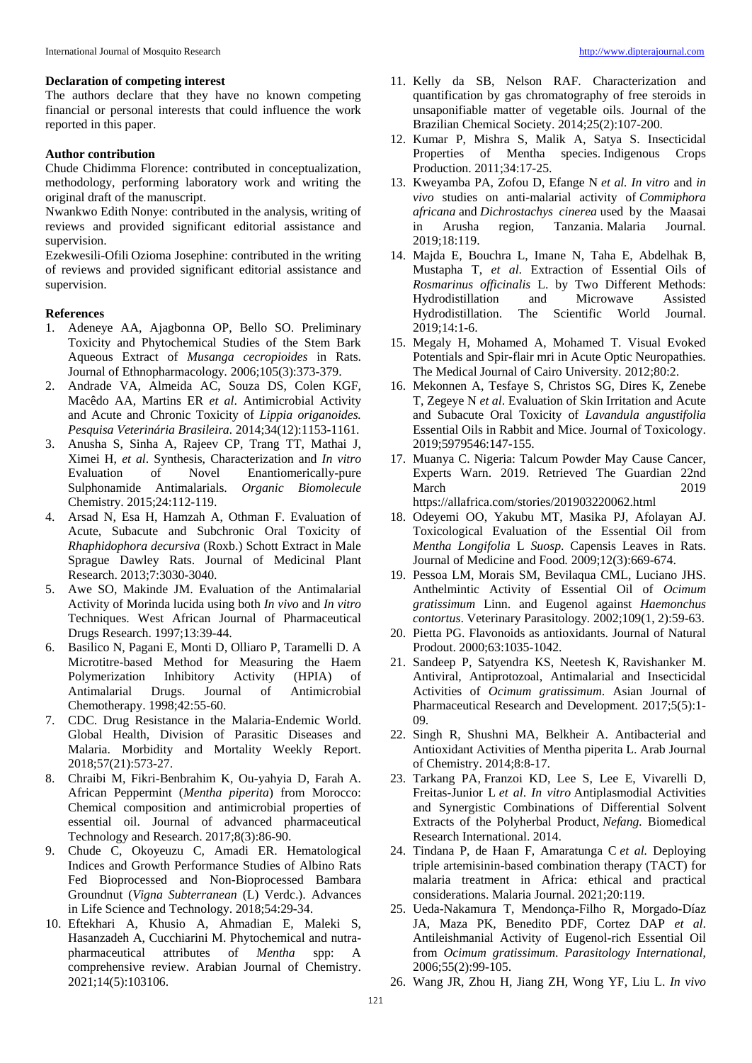**Declaration of competing interest**

The authors declare that they have no known competing financial or personal interests that could influence the work reported in this paper.

**Author contribution**

Chude Chidimma Florence: contributed in conceptualization, methodology, performing laboratory work and writing the original draft of the manuscript.

Nwankwo Edith Nonye: contributed in the analysis, writing of reviews and provided significant editorial assistance and supervision.

Ezekwesili-Ofili Ozioma Josephine: contributed in the writing of reviews and provided significant editorial assistance and supervision.

**References**

1. Adeneye AA, Ajagbonna OP, Bello SO. Preliminary Toxicity and Phytochemical Studies of the Stem Bark Aqueous Extract of *Musanga cecropioides* in Rats. Journal of Ethnopharmacology. 2006;105(3):373-379.
2. Andrade VA, Almeida AC, Souza DS, Colen KGF, Macêdo AA, Martins ER *et al*. Antimicrobial Activity and Acute and Chronic Toxicity of *Lippia origanoides. Pesquisa Veterinária Brasileira*. 2014;34(12):1153-1161.
3. Anusha S, Sinha A, Rajeev CP, Trang TT, Mathai J, Ximei H, *et al*. Synthesis, Characterization and *In vitro* Evaluation of Novel Enantiomerically-pure Sulphonamide Antimalarials. *Organic Biomolecule* Chemistry. 2015;24:112-119.
4. Arsad N, Esa H, Hamzah A, Othman F. Evaluation of Acute, Subacute and Subchronic Oral Toxicity of *Rhaphidophora decursiva* (Roxb.) Schott Extract in Male Sprague Dawley Rats. Journal of Medicinal Plant Research. 2013;7:3030-3040.
5. Awe SO, Makinde JM. Evaluation of the Antimalarial Activity of Morinda lucida using both *In vivo* and *In vitro* Techniques. West African Journal of Pharmaceutical Drugs Research. 1997;13:39-44.
6. Basilico N, Pagani E, Monti D, Olliaro P, Taramelli D. A Microtitre-based Method for Measuring the Haem Polymerization Inhibitory Activity (HPIA) of Antimalarial Drugs. Journal of Antimicrobial Chemotherapy. 1998;42:55-60.
7. CDC. Drug Resistance in the Malaria-Endemic World. Global Health, Division of Parasitic Diseases and Malaria. Morbidity and Mortality Weekly Report. 2018;57(21):573-27.
8. Chraibi M, Fikri-Benbrahim K, Ou-yahyia D, Farah A. African Peppermint (*Mentha piperita*) from Morocco: Chemical composition and antimicrobial properties of essential oil. Journal of advanced pharmaceutical Technology and Research. 2017;8(3):86-90.
9. Chude C, Okoyeuzu C, Amadi ER. Hematological Indices and Growth Performance Studies of Albino Rats Fed Bioprocessed and Non-Bioprocessed Bambara Groundnut (*Vigna Subterranean* (L) Verdc.). Advances in Life Science and Technology. 2018;54:29-34.
10. Eftekhari A, Khusio A, Ahmadian E, Maleki S, Hasanzadeh A, Cucchiarini M. Phytochemical and nutra-pharmaceutical attributes of *Mentha* spp: A comprehensive review. Arabian Journal of Chemistry. 2021;14(5):103106.
11. Kelly da SB, Nelson RAF. Characterization and quantification by gas chromatography of free steroids in unsaponifiable matter of vegetable oils. Journal of the Brazilian Chemical Society. 2014;25(2):107-200.
12. Kumar P, Mishra S, Malik A, Satya S. Insecticidal Properties of Mentha species. Indigenous Crops Production. 2011;34:17-25.
13. Kweyamba PA, Zofou D, Efange N *et al*. *In vitro* and *in vivo* studies on anti-malarial activity of *Commiphora africana* and *Dichrostachys cinerea* used by the Maasai in Arusha region, Tanzania. Malaria Journal. 2019;18:119.
14. Majda E, Bouchra L, Imane N, Taha E, Abdelhak B, Mustapha T, *et al.* Extraction of Essential Oils of *Rosmarinus officinalis* L. by Two Different Methods: Hydrodistillation and Microwave Assisted Hydrodistillation. The Scientific World Journal. 2019;14:1-6.
15. Megaly H, Mohamed A, Mohamed T. Visual Evoked Potentials and Spir-flair mri in Acute Optic Neuropathies. The Medical Journal of Cairo University. 2012;80:2.
16. Mekonnen A, Tesfaye S, Christos SG, Dires K, Zenebe T, Zegeye N *et al*. Evaluation of Skin Irritation and Acute and Subacute Oral Toxicity of *Lavandula angustifolia* Essential Oils in Rabbit and Mice. Journal of Toxicology. 2019;5979546:147-155.
17. Muanya C. Nigeria: Talcum Powder May Cause Cancer, Experts Warn. 2019. Retrieved The Guardian 22nd March 2019 https://allafrica.com/stories/201903220062.html
18. Odeyemi OO, Yakubu MT, Masika PJ, Afolayan AJ. Toxicological Evaluation of the Essential Oil from *Mentha Longifolia* L *Suosp*. Capensis Leaves in Rats. Journal of Medicine and Food. 2009;12(3):669-674.
19. Pessoa LM, Morais SM, Bevilaqua CML, Luciano JHS. Anthelmintic Activity of Essential Oil of *Ocimum gratissimum* Linn. and Eugenol against *Haemonchus contortus*. Veterinary Parasitology. 2002;109(1, 2):59-63.
20. Pietta PG. Flavonoids as antioxidants. Journal of Natural Prodout. 2000;63:1035-1042.
21. Sandeep P, Satyendra KS, Neetesh K, Ravishanker M. Antiviral, Antiprotozoal, Antimalarial and Insecticidal Activities of *Ocimum gratissimum*. Asian Journal of Pharmaceutical Research and Development. 2017;5(5):1-09.
22. Singh R, Shushni MA, Belkheir A. Antibacterial and Antioxidant Activities of Mentha piperita L. Arab Journal of Chemistry. 2014;8:8-17.
23. Tarkang PA, Franzoi KD, Lee S, Lee E, Vivarelli D, Freitas-Junior L *et al*. *In vitro* Antiplasmodial Activities and Synergistic Combinations of Differential Solvent Extracts of the Polyherbal Product, *Nefang.* Biomedical Research International. 2014.
24. Tindana P, de Haan F, Amaratunga C *et al.* Deploying triple artemisinin-based combination therapy (TACT) for malaria treatment in Africa: ethical and practical considerations. Malaria Journal. 2021;20:119.
25. Ueda-Nakamura T, Mendonça-Filho R, Morgado-Díaz JA, Maza PK, Benedito PDF, Cortez DAP *et al*. Antileishmanial Activity of Eugenol-rich Essential Oil from *Ocimum gratissimum*. *Parasitology International*, 2006;55(2):99-105.
26. Wang JR, Zhou H, Jiang ZH, Wong YF, Liu L. *In vivo*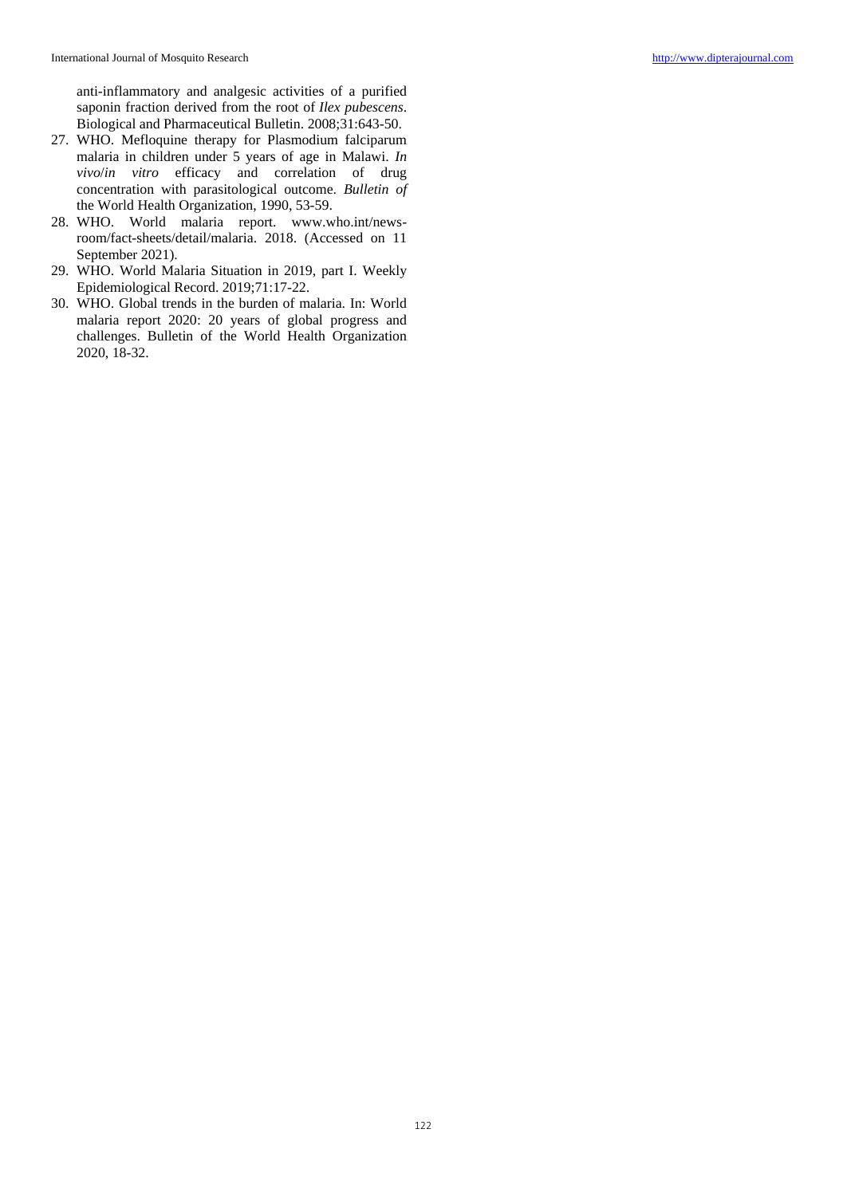anti-inflammatory and analgesic activities of a purified saponin fraction derived from the root of *Ilex pubescens*. Biological and Pharmaceutical Bulletin. 2008;31:643-50.

27. WHO. Mefloquine therapy for Plasmodium falciparum malaria in children under 5 years of age in Malawi. *In vivo*/*in vitro* efficacy and correlation of drug concentration with parasitological outcome. *Bulletin of* the World Health Organization, 1990, 53-59.
28. WHO. World malaria report. www.who.int/news-room/fact-sheets/detail/malaria. 2018. (Accessed on 11 September 2021).
29. WHO. World Malaria Situation in 2019, part I. Weekly Epidemiological Record. 2019;71:17-22.
30. WHO. Global trends in the burden of malaria. In: World malaria report 2020: 20 years of global progress and challenges. Bulletin of the World Health Organization 2020, 18-32.